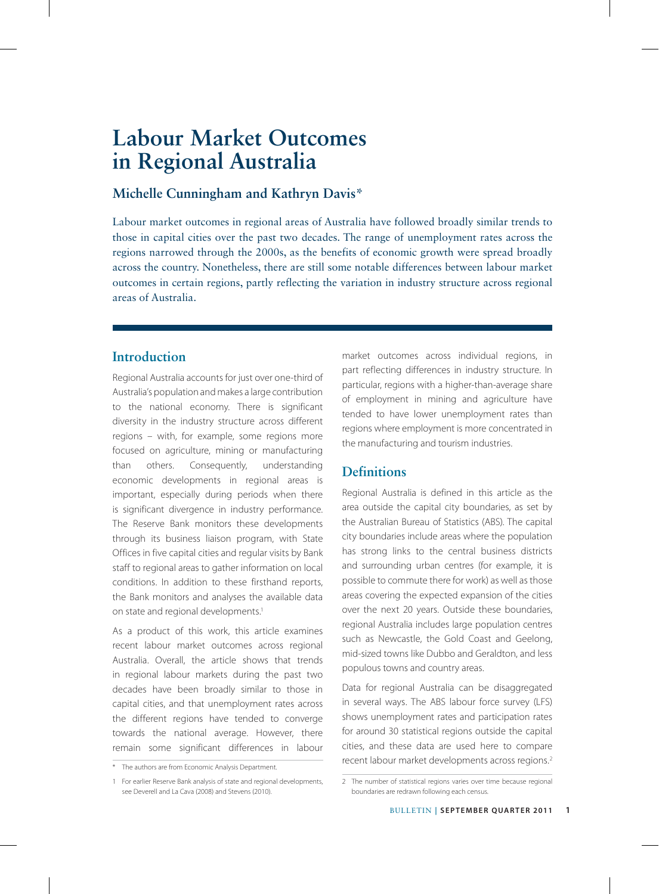# Labour Market Outcomes in Regional Australia

## Michelle Cunningham and Kathryn Davis*

Labour market outcomes in regional areas of Australia have followed broadly similar trends to those in capital cities over the past two decades. The range of unemployment rates across the regions narrowed through the 2000s, as the benefits of economic growth were spread broadly across the country. Nonetheless, there are still some notable differences between labour market outcomes in certain regions, partly reflecting the variation in industry structure across regional areas of Australia.

## Introduction

Regional Australia accounts for just over one-third of Australia's population and makes a large contribution to the national economy. There is significant diversity in the industry structure across different regions – with, for example, some regions more focused on agriculture, mining or manufacturing than others. Consequently, understanding economic developments in regional areas is important, especially during periods when there is significant divergence in industry performance. The Reserve Bank monitors these developments through its business liaison program, with State Offices in five capital cities and regular visits by Bank staff to regional areas to gather information on local conditions. In addition to these firsthand reports, the Bank monitors and analyses the available data on state and regional developments.[1]

As a product of this work, this article examines recent labour market outcomes across regional Australia. Overall, the article shows that trends in regional labour markets during the past two decades have been broadly similar to those in capital cities, and that unemployment rates across the different regions have tended to converge towards the national average. However, there remain some significant differences in labour market outcomes across individual regions, in part reflecting differences in industry structure. In particular, regions with a higher-than-average share of employment in mining and agriculture have tended to have lower unemployment rates than regions where employment is more concentrated in the manufacturing and tourism industries.

## Definitions

Regional Australia is defined in this article as the area outside the capital city boundaries, as set by the Australian Bureau of Statistics (ABS). The capital city boundaries include areas where the population has strong links to the central business districts and surrounding urban centres (for example, it is possible to commute there for work) as well as those areas covering the expected expansion of the cities over the next 20 years. Outside these boundaries, regional Australia includes large population centres such as Newcastle, the Gold Coast and Geelong, mid-sized towns like Dubbo and Geraldton, and less populous towns and country areas.

Data for regional Australia can be disaggregated in several ways. The ABS labour force survey (LFS) shows unemployment rates and participation rates for around 30 statistical regions outside the capital cities, and these data are used here to compare recent labour market developments across regions.[2]

---

\* The authors are from Economic Analysis Department.

[1] For earlier Reserve Bank analysis of state and regional developments, see Deverell and La Cava (2008) and Stevens (2010).

[2] The number of statistical regions varies over time because regional boundaries are redrawn following each census.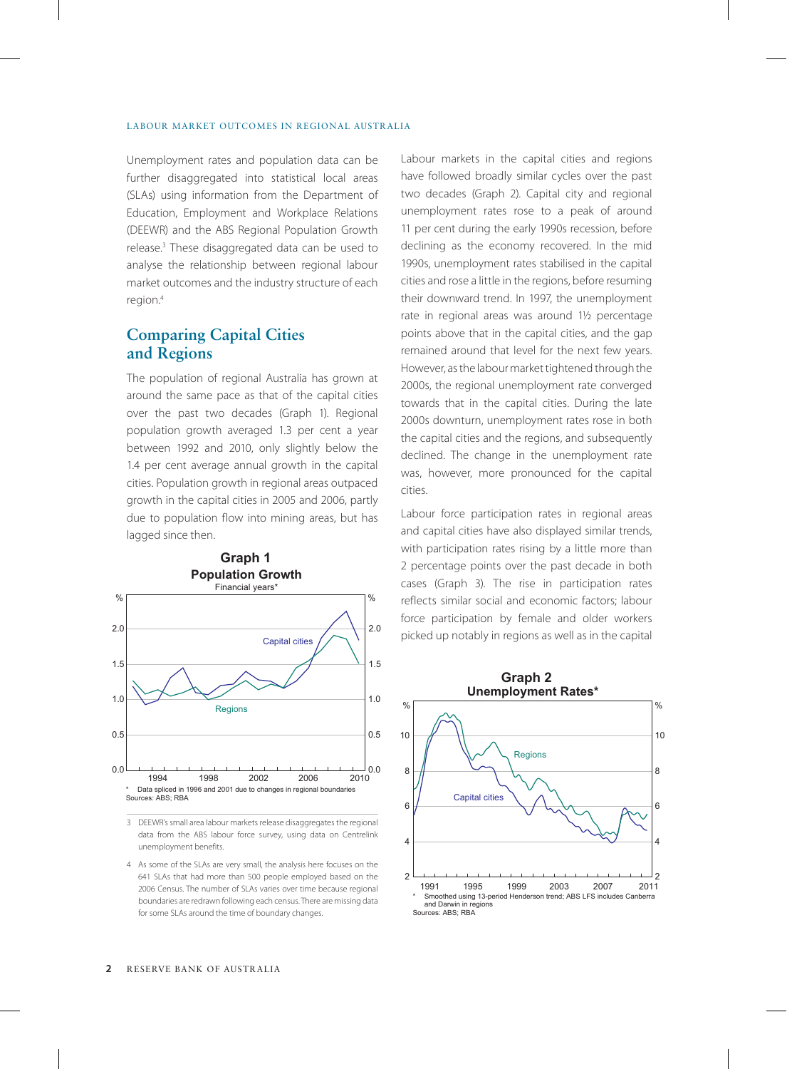Unemployment rates and population data can be further disaggregated into statistical local areas (SLAs) using information from the Department of Education, Employment and Workplace Relations (DEEWR) and the ABS Regional Population Growth release.[3] These disaggregated data can be used to analyse the relationship between regional labour market outcomes and the industry structure of each region.[4]

## Comparing Capital Cities and Regions

The population of regional Australia has grown at around the same pace as that of the capital cities over the past two decades (Graph 1). Regional population growth averaged 1.3 per cent a year between 1992 and 2010, only slightly below the 1.4 per cent average annual growth in the capital cities. Population growth in regional areas outpaced growth in the capital cities in 2005 and 2006, partly due to population flow into mining areas, but has lagged since then.

**Graph 1**
**Population Growth**
Financial years*

\* Data spliced in 1996 and 2001 due to changes in regional boundaries
Sources: ABS; RBA

Labour markets in the capital cities and regions have followed broadly similar cycles over the past two decades (Graph 2). Capital city and regional unemployment rates rose to a peak of around 11 per cent during the early 1990s recession, before declining as the economy recovered. In the mid 1990s, unemployment rates stabilised in the capital cities and rose a little in the regions, before resuming their downward trend. In 1997, the unemployment rate in regional areas was around 1½ percentage points above that in the capital cities, and the gap remained around that level for the next few years. However, as the labour market tightened through the 2000s, the regional unemployment rate converged towards that in the capital cities. During the late 2000s downturn, unemployment rates rose in both the capital cities and the regions, and subsequently declined. The change in the unemployment rate was, however, more pronounced for the capital cities.

Labour force participation rates in regional areas and capital cities have also displayed similar trends, with participation rates rising by a little more than 2 percentage points over the past decade in both cases (Graph 3). The rise in participation rates reflects similar social and economic factors; labour force participation by female and older workers picked up notably in regions as well as in the capital

**Graph 2**
**Unemployment Rates***

\* Smoothed using 13-period Henderson trend; ABS LFS includes Canberra and Darwin in regions
Sources: ABS; RBA

---

3 DEEWR's small area labour markets release disaggregates the regional data from the ABS labour force survey, using data on Centrelink unemployment benefits.

4 As some of the SLAs are very small, the analysis here focuses on the 641 SLAs that had more than 500 people employed based on the 2006 Census. The number of SLAs varies over time because regional boundaries are redrawn following each census. There are missing data for some SLAs around the time of boundary changes.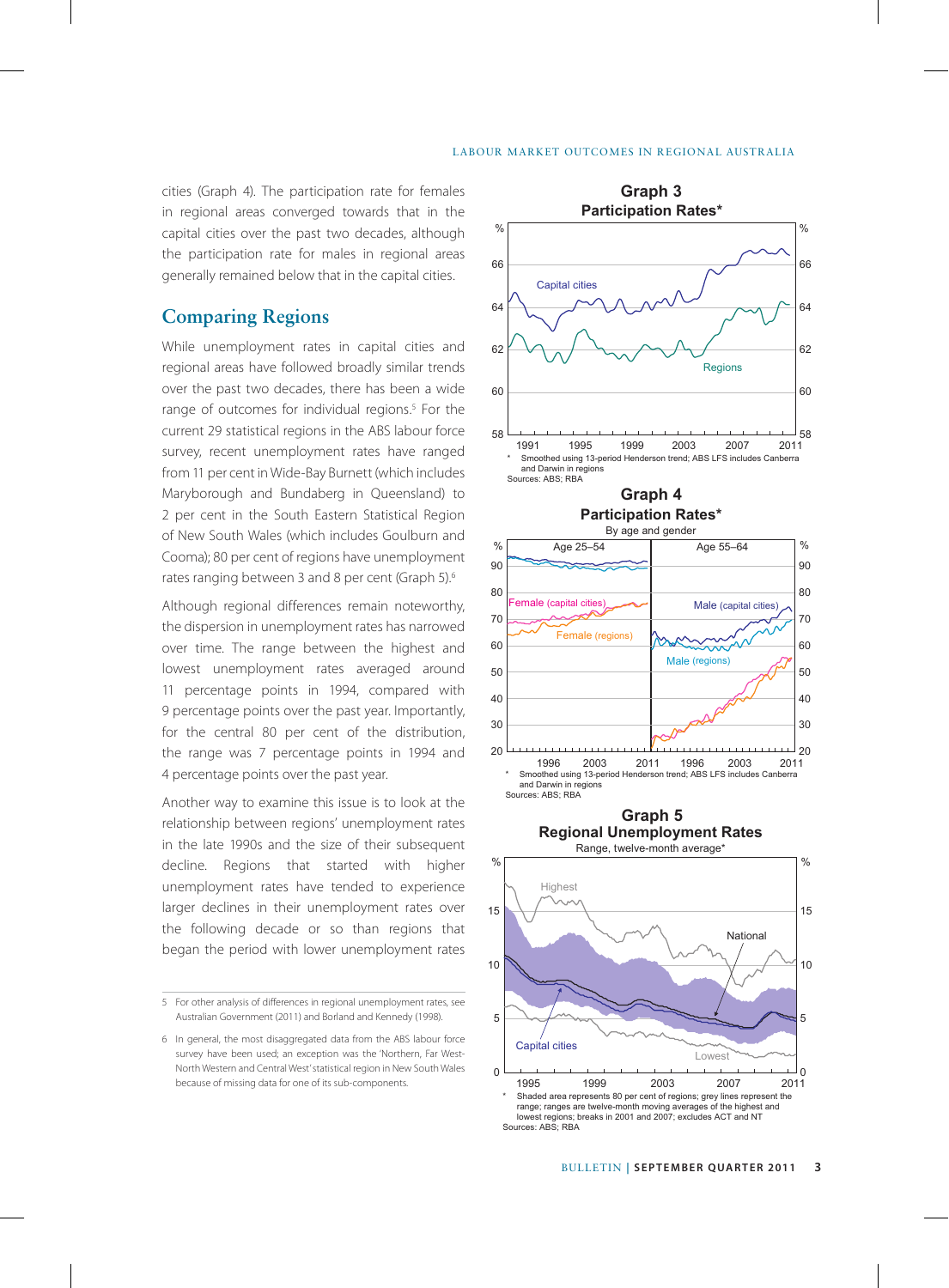cities (Graph 4). The participation rate for females in regional areas converged towards that in the capital cities over the past two decades, although the participation rate for males in regional areas generally remained below that in the capital cities.

## Comparing Regions

While unemployment rates in capital cities and regional areas have followed broadly similar trends over the past two decades, there has been a wide range of outcomes for individual regions.[5] For the current 29 statistical regions in the ABS labour force survey, recent unemployment rates have ranged from 11 per cent in Wide-Bay Burnett (which includes Maryborough and Bundaberg in Queensland) to 2 per cent in the South Eastern Statistical Region of New South Wales (which includes Goulburn and Cooma); 80 per cent of regions have unemployment rates ranging between 3 and 8 per cent (Graph 5).[6]

Although regional differences remain noteworthy, the dispersion in unemployment rates has narrowed over time. The range between the highest and lowest unemployment rates averaged around 11 percentage points in 1994, compared with 9 percentage points over the past year. Importantly, for the central 80 per cent of the distribution, the range was 7 percentage points in 1994 and 4 percentage points over the past year.

Another way to examine this issue is to look at the relationship between regions' unemployment rates in the late 1990s and the size of their subsequent decline. Regions that started with higher unemployment rates have tended to experience larger declines in their unemployment rates over the following decade or so than regions that began the period with lower unemployment rates

**Graph 3**
**Participation Rates***

\* Smoothed using 13-period Henderson trend; ABS LFS includes Canberra and Darwin in regions
Sources: ABS; RBA

**Graph 4**
**Participation Rates***
By age and gender

\* Smoothed using 13-period Henderson trend; ABS LFS includes Canberra and Darwin in regions
Sources: ABS; RBA

**Graph 5**
**Regional Unemployment Rates**
Range, twelve-month average*

\* Shaded area represents 80 per cent of regions; grey lines represent the range; ranges are twelve-month moving averages of the highest and lowest regions; breaks in 2001 and 2007; excludes ACT and NT
Sources: ABS; RBA

---

5 For other analysis of differences in regional unemployment rates, see Australian Government (2011) and Borland and Kennedy (1998).

6 In general, the most disaggregated data from the ABS labour force survey have been used; an exception was the 'Northern, Far West-North Western and Central West' statistical region in New South Wales because of missing data for one of its sub-components.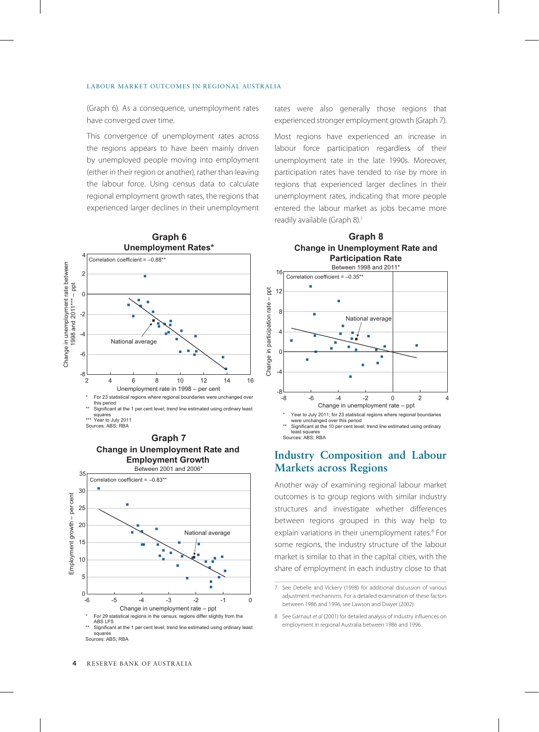(Graph 6). As a consequence, unemployment rates have converged over time.

This convergence of unemployment rates across the regions appears to have been mainly driven by unemployed people moving into employment (either in their region or another), rather than leaving the labour force. Using census data to calculate regional employment growth rates, the regions that experienced larger declines in their unemployment rates were also generally those regions that experienced stronger employment growth (Graph 7).

Most regions have experienced an increase in labour force participation regardless of their unemployment rate in the late 1990s. Moreover, participation rates have tended to rise by more in regions that experienced larger declines in their unemployment rates, indicating that more people entered the labour market as jobs became more readily available (Graph 8).[7]

**Graph 6**
**Unemployment Rates***

Correlation coefficient = –0.88**

\* For 23 statistical regions where regional boundaries were unchanged over this period
\*\* Significant at the 1 per cent level; trend line estimated using ordinary least squares
\*\*\* Year to July 2011
Sources: ABS; RBA

**Graph 7**
**Change in Unemployment Rate and Employment Growth**
Between 2001 and 2006*

Correlation coefficient = –0.83**

\* For 29 statistical regions in the census; regions differ slightly from the ABS LFS
\*\* Significant at the 1 per cent level; trend line estimated using ordinary least squares
Sources: ABS; RBA

**Graph 8**
**Change in Unemployment Rate and Participation Rate**
Between 1998 and 2011*

Correlation coefficient = –0.35**

\* Year to July 2011; for 23 statistical regions where regional boundaries were unchanged over this period
\*\* Significant at the 10 per cent level; trend line estimated using ordinary least squares
Sources: ABS; RBA

## Industry Composition and Labour Markets across Regions

Another way of examining regional labour market outcomes is to group regions with similar industry structures and investigate whether differences between regions grouped in this way help to explain variations in their unemployment rates.[8] For some regions, the industry structure of the labour market is similar to that in the capital cities, with the share of employment in each industry close to that

7 See Debelle and Vickery (1998) for additional discussion of various adjustment mechanisms. For a detailed examination of these factors between 1986 and 1996, see Lawson and Dwyer (2002).

8 See Garnaut *et al* (2001) for detailed analysis of industry influences on employment in regional Australia between 1986 and 1996.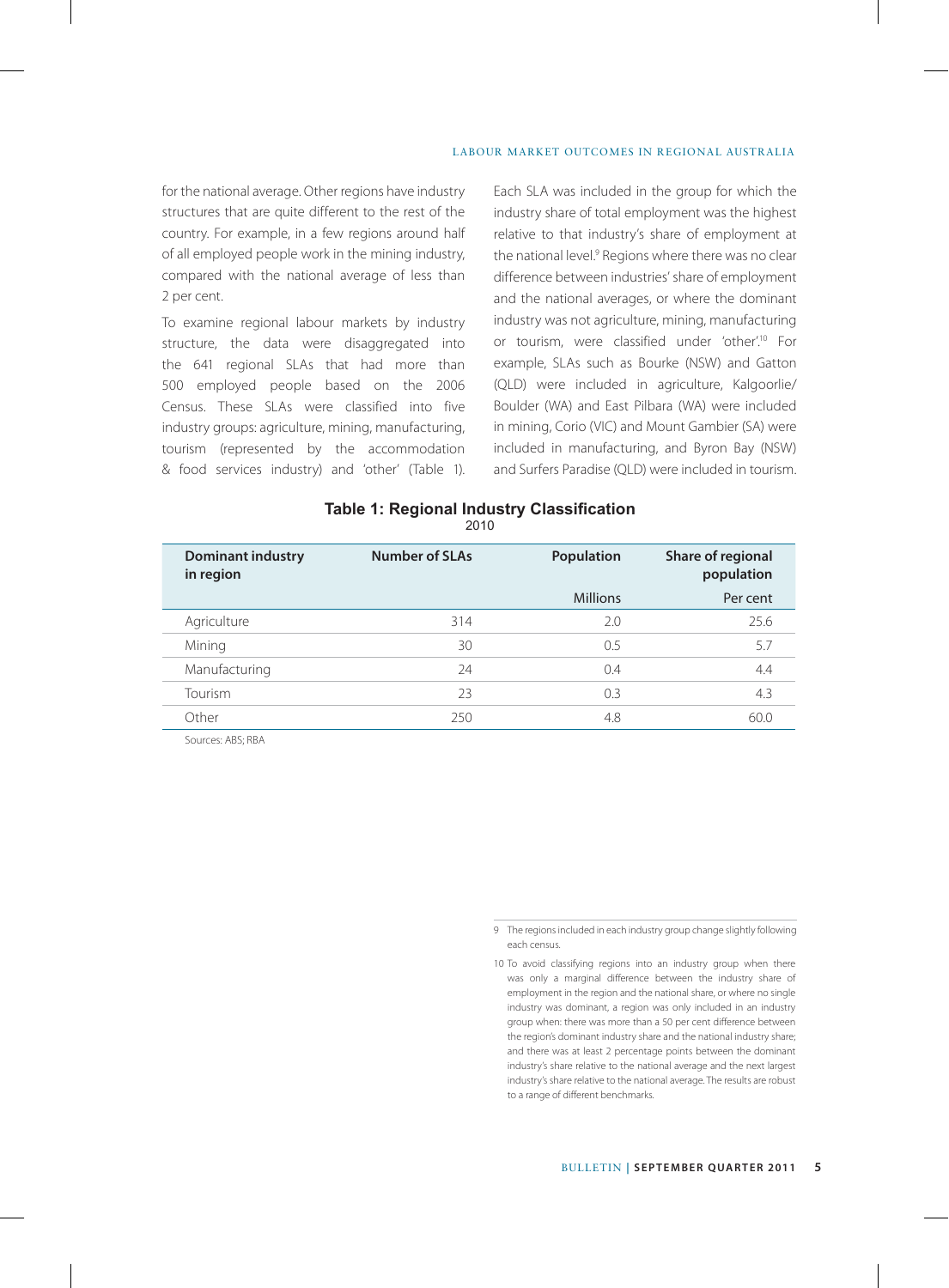for the national average. Other regions have industry structures that are quite different to the rest of the country. For example, in a few regions around half of all employed people work in the mining industry, compared with the national average of less than 2 per cent.

To examine regional labour markets by industry structure, the data were disaggregated into the 641 regional SLAs that had more than 500 employed people based on the 2006 Census. These SLAs were classified into five industry groups: agriculture, mining, manufacturing, tourism (represented by the accommodation & food services industry) and 'other' (Table 1). Each SLA was included in the group for which the industry share of total employment was the highest relative to that industry's share of employment at the national level.[9] Regions where there was no clear difference between industries' share of employment and the national averages, or where the dominant industry was not agriculture, mining, manufacturing or tourism, were classified under 'other'.[10] For example, SLAs such as Bourke (NSW) and Gatton (QLD) were included in agriculture, Kalgoorlie/Boulder (WA) and East Pilbara (WA) were included in mining, Corio (VIC) and Mount Gambier (SA) were included in manufacturing, and Byron Bay (NSW) and Surfers Paradise (QLD) were included in tourism.

**Table 1: Regional Industry Classification**
2010

| Dominant industry in region | Number of SLAs | Population | Share of regional population |
|---|---|---|---|
| | | Millions | Per cent |
| Agriculture | 314 | 2.0 | 25.6 |
| Mining | 30 | 0.5 | 5.7 |
| Manufacturing | 24 | 0.4 | 4.4 |
| Tourism | 23 | 0.3 | 4.3 |
| Other | 250 | 4.8 | 60.0 |

Sources: ABS; RBA

9 The regions included in each industry group change slightly following each census.

10 To avoid classifying regions into an industry group when there was only a marginal difference between the industry share of employment in the region and the national share, or where no single industry was dominant, a region was only included in an industry group when: there was more than a 50 per cent difference between the region's dominant industry share and the national industry share; and there was at least 2 percentage points between the dominant industry's share relative to the national average and the next largest industry's share relative to the national average. The results are robust to a range of different benchmarks.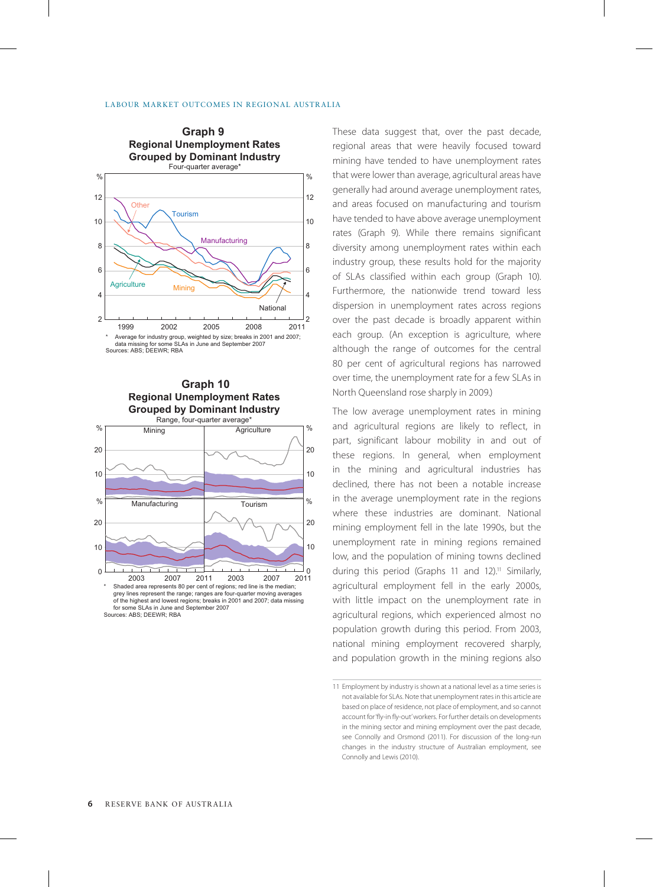**Graph 9**
**Regional Unemployment Rates Grouped by Dominant Industry**
Four-quarter average*

\* Average for industry group, weighted by size; breaks in 2001 and 2007; data missing for some SLAs in June and September 2007

Sources: ABS; DEEWR; RBA

**Graph 10**
**Regional Unemployment Rates Grouped by Dominant Industry**
Range, four-quarter average*

\* Shaded area represents 80 per cent of regions; red line is the median; grey lines represent the range; ranges are four-quarter moving averages of the highest and lowest regions; breaks in 2001 and 2007; data missing for some SLAs in June and September 2007

Sources: ABS; DEEWR; RBA

These data suggest that, over the past decade, regional areas that were heavily focused toward mining have tended to have unemployment rates that were lower than average, agricultural areas have generally had around average unemployment rates, and areas focused on manufacturing and tourism have tended to have above average unemployment rates (Graph 9). While there remains significant diversity among unemployment rates within each industry group, these results hold for the majority of SLAs classified within each group (Graph 10). Furthermore, the nationwide trend toward less dispersion in unemployment rates across regions over the past decade is broadly apparent within each group. (An exception is agriculture, where although the range of outcomes for the central 80 per cent of agricultural regions has narrowed over time, the unemployment rate for a few SLAs in North Queensland rose sharply in 2009.)

The low average unemployment rates in mining and agricultural regions are likely to reflect, in part, significant labour mobility in and out of these regions. In general, when employment in the mining and agricultural industries has declined, there has not been a notable increase in the average unemployment rate in the regions where these industries are dominant. National mining employment fell in the late 1990s, but the unemployment rate in mining regions remained low, and the population of mining towns declined during this period (Graphs 11 and 12).[11] Similarly, agricultural employment fell in the early 2000s, with little impact on the unemployment rate in agricultural regions, which experienced almost no population growth during this period. From 2003, national mining employment recovered sharply, and population growth in the mining regions also

11 Employment by industry is shown at a national level as a time series is not available for SLAs. Note that unemployment rates in this article are based on place of residence, not place of employment, and so cannot account for 'fly-in fly-out' workers. For further details on developments in the mining sector and mining employment over the past decade, see Connolly and Orsmond (2011). For discussion of the long-run changes in the industry structure of Australian employment, see Connolly and Lewis (2010).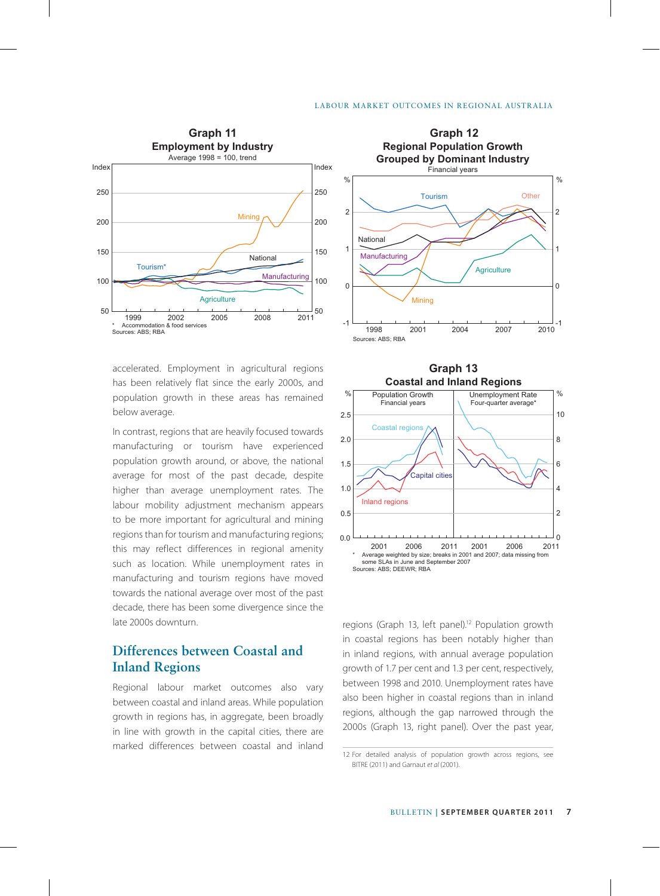**Graph 11**
**Employment by Industry**
Average 1998 = 100, trend

\* Accommodation & food services
Sources: ABS; RBA

**Graph 12**
**Regional Population Growth Grouped by Dominant Industry**
Financial years

Sources: ABS; RBA

accelerated. Employment in agricultural regions has been relatively flat since the early 2000s, and population growth in these areas has remained below average.

In contrast, regions that are heavily focused towards manufacturing or tourism have experienced population growth around, or above, the national average for most of the past decade, despite higher than average unemployment rates. The labour mobility adjustment mechanism appears to be more important for agricultural and mining regions than for tourism and manufacturing regions; this may reflect differences in regional amenity such as location. While unemployment rates in manufacturing and tourism regions have moved towards the national average over most of the past decade, there has been some divergence since the late 2000s downturn.

## Differences between Coastal and Inland Regions

Regional labour market outcomes also vary between coastal and inland areas. While population growth in regions has, in aggregate, been broadly in line with growth in the capital cities, there are marked differences between coastal and inland regions (Graph 13, left panel).[12] Population growth in coastal regions has been notably higher than in inland regions, with annual average population growth of 1.7 per cent and 1.3 per cent, respectively, between 1998 and 2010. Unemployment rates have also been higher in coastal regions than in inland regions, although the gap narrowed through the 2000s (Graph 13, right panel). Over the past year,

**Graph 13**
**Coastal and Inland Regions**

\* Average weighted by size; breaks in 2001 and 2007; data missing from some SLAs in June and September 2007
Sources: ABS; DEEWR; RBA

12 For detailed analysis of population growth across regions, see BITRE (2011) and Garnaut *et al* (2001).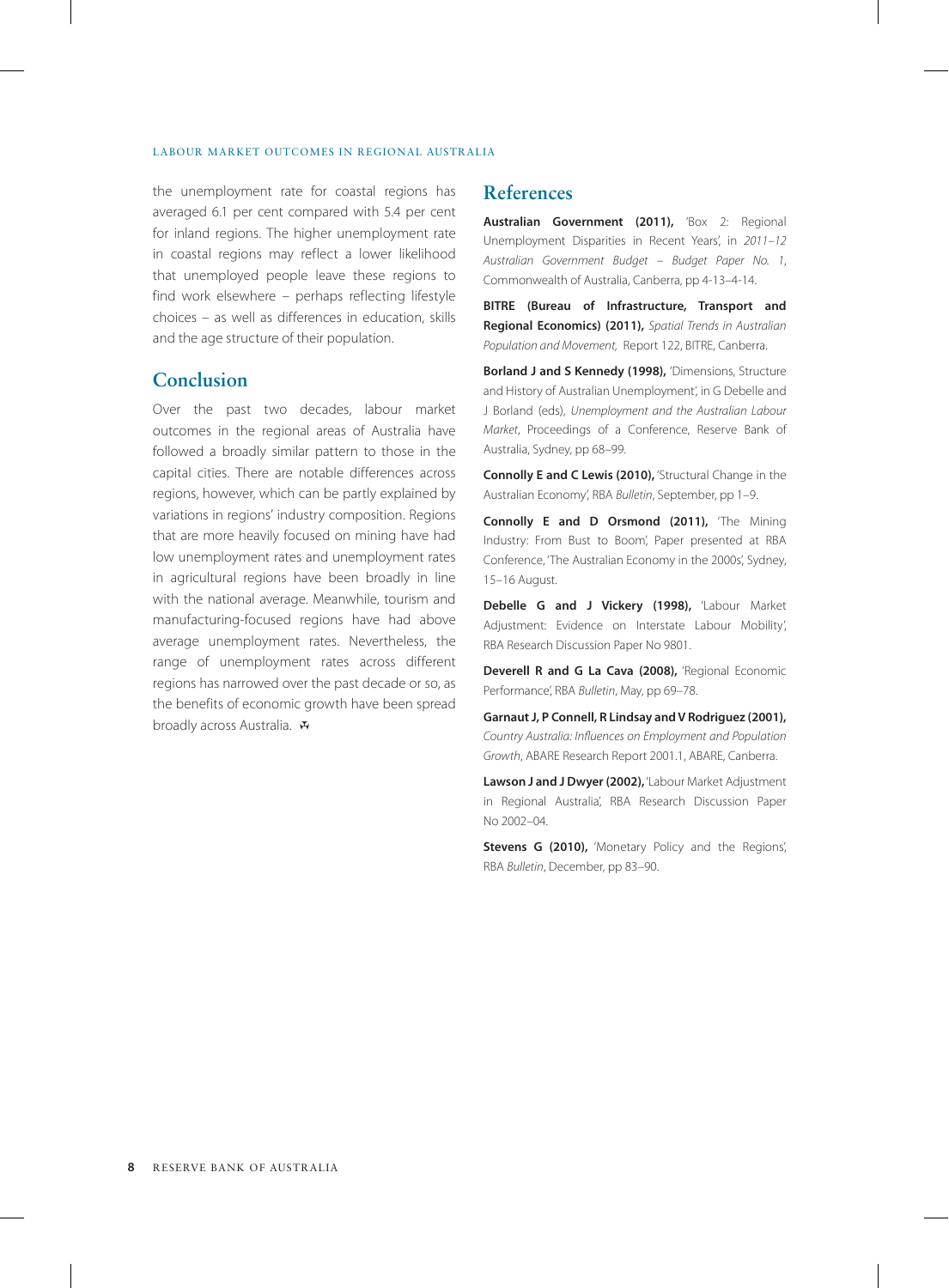the unemployment rate for coastal regions has averaged 6.1 per cent compared with 5.4 per cent for inland regions. The higher unemployment rate in coastal regions may reflect a lower likelihood that unemployed people leave these regions to find work elsewhere – perhaps reflecting lifestyle choices – as well as differences in education, skills and the age structure of their population.

## Conclusion

Over the past two decades, labour market outcomes in the regional areas of Australia have followed a broadly similar pattern to those in the capital cities. There are notable differences across regions, however, which can be partly explained by variations in regions' industry composition. Regions that are more heavily focused on mining have had low unemployment rates and unemployment rates in agricultural regions have been broadly in line with the national average. Meanwhile, tourism and manufacturing-focused regions have had above average unemployment rates. Nevertheless, the range of unemployment rates across different regions has narrowed over the past decade or so, as the benefits of economic growth have been spread broadly across Australia. ✣

## References

**Australian Government (2011),** 'Box 2: Regional Unemployment Disparities in Recent Years', in *2011–12 Australian Government Budget – Budget Paper No. 1*, Commonwealth of Australia, Canberra, pp 4-13–4-14.

**BITRE (Bureau of Infrastructure, Transport and Regional Economics) (2011),** *Spatial Trends in Australian Population and Movement*, Report 122, BITRE, Canberra.

**Borland J and S Kennedy (1998),** 'Dimensions, Structure and History of Australian Unemployment', in G Debelle and J Borland (eds), *Unemployment and the Australian Labour Market*, Proceedings of a Conference, Reserve Bank of Australia, Sydney, pp 68–99.

**Connolly E and C Lewis (2010),** 'Structural Change in the Australian Economy', RBA *Bulletin*, September, pp 1–9.

**Connolly E and D Orsmond (2011),** 'The Mining Industry: From Bust to Boom', Paper presented at RBA Conference, 'The Australian Economy in the 2000s', Sydney, 15–16 August.

**Debelle G and J Vickery (1998),** 'Labour Market Adjustment: Evidence on Interstate Labour Mobility', RBA Research Discussion Paper No 9801.

**Deverell R and G La Cava (2008),** 'Regional Economic Performance', RBA *Bulletin*, May, pp 69–78.

**Garnaut J, P Connell, R Lindsay and V Rodriguez (2001),** *Country Australia: Influences on Employment and Population Growth*, ABARE Research Report 2001.1, ABARE, Canberra.

**Lawson J and J Dwyer (2002),** 'Labour Market Adjustment in Regional Australia', RBA Research Discussion Paper No 2002–04.

**Stevens G (2010),** 'Monetary Policy and the Regions', RBA *Bulletin*, December, pp 83–90.